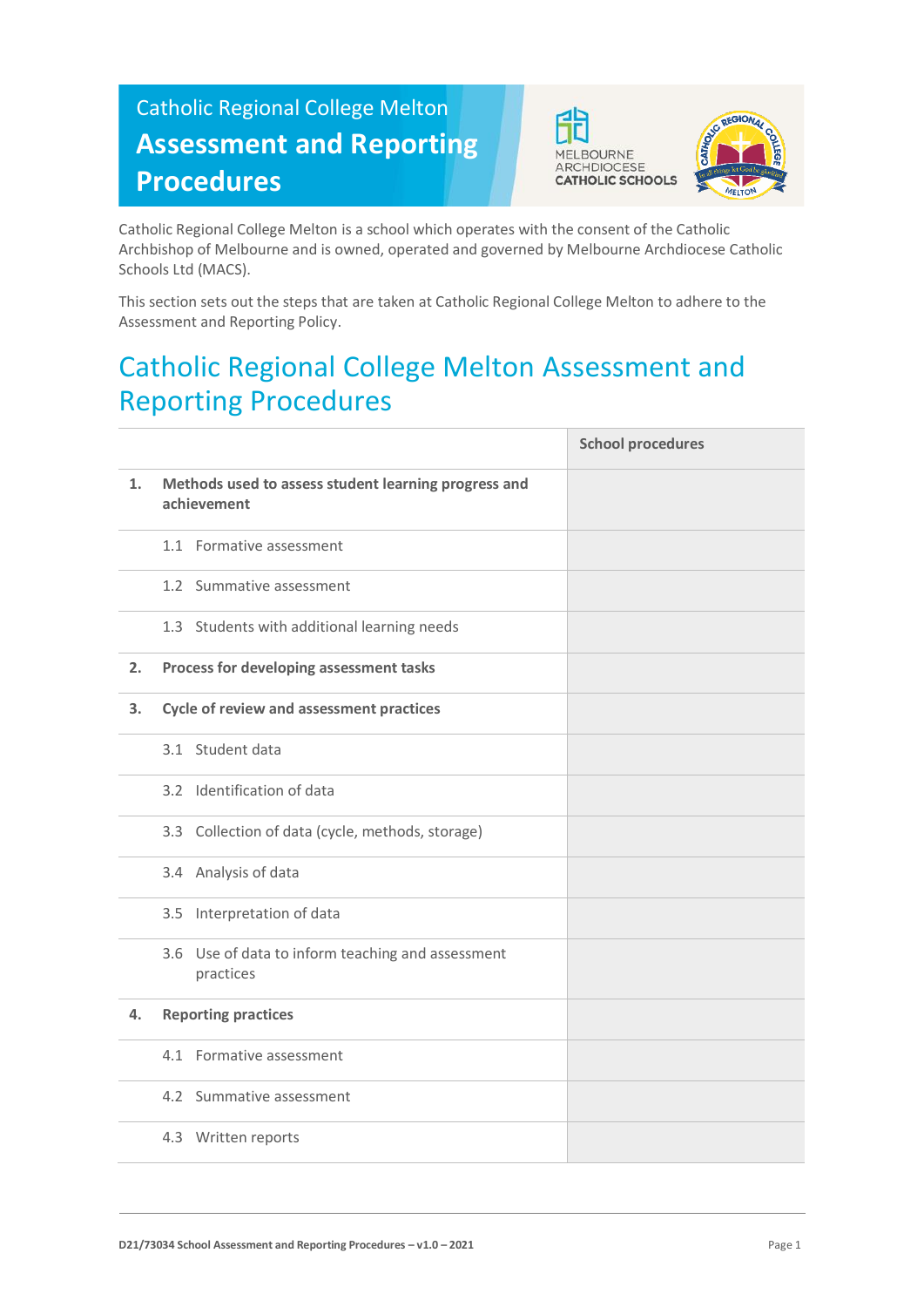# Catholic Regional College Melton

# Assessment and Reporting Procedures

Catholic Regional College Melton is a school which operates with the consent of the Catholic Archbishop of Melbourne and is owned, operated and governed by Melbourne Archdiocese Catholic Schools Ltd (MACS).

This section sets out the steps that are taken at Catholic Regional College Melton to adhere to the Assessment and Reporting Policy.

## Catholic Regional College Melton Assessment and Reporting Procedures

| | School procedures |
|---|---|
| **1. Methods used to assess student learning progress and achievement** | |
| 1.1 Formative assessment | |
| 1.2 Summative assessment | |
| 1.3 Students with additional learning needs | |
| **2. Process for developing assessment tasks** | |
| **3. Cycle of review and assessment practices** | |
| 3.1 Student data | |
| 3.2 Identification of data | |
| 3.3 Collection of data (cycle, methods, storage) | |
| 3.4 Analysis of data | |
| 3.5 Interpretation of data | |
| 3.6 Use of data to inform teaching and assessment practices | |
| **4. Reporting practices** | |
| 4.1 Formative assessment | |
| 4.2 Summative assessment | |
| 4.3 Written reports | |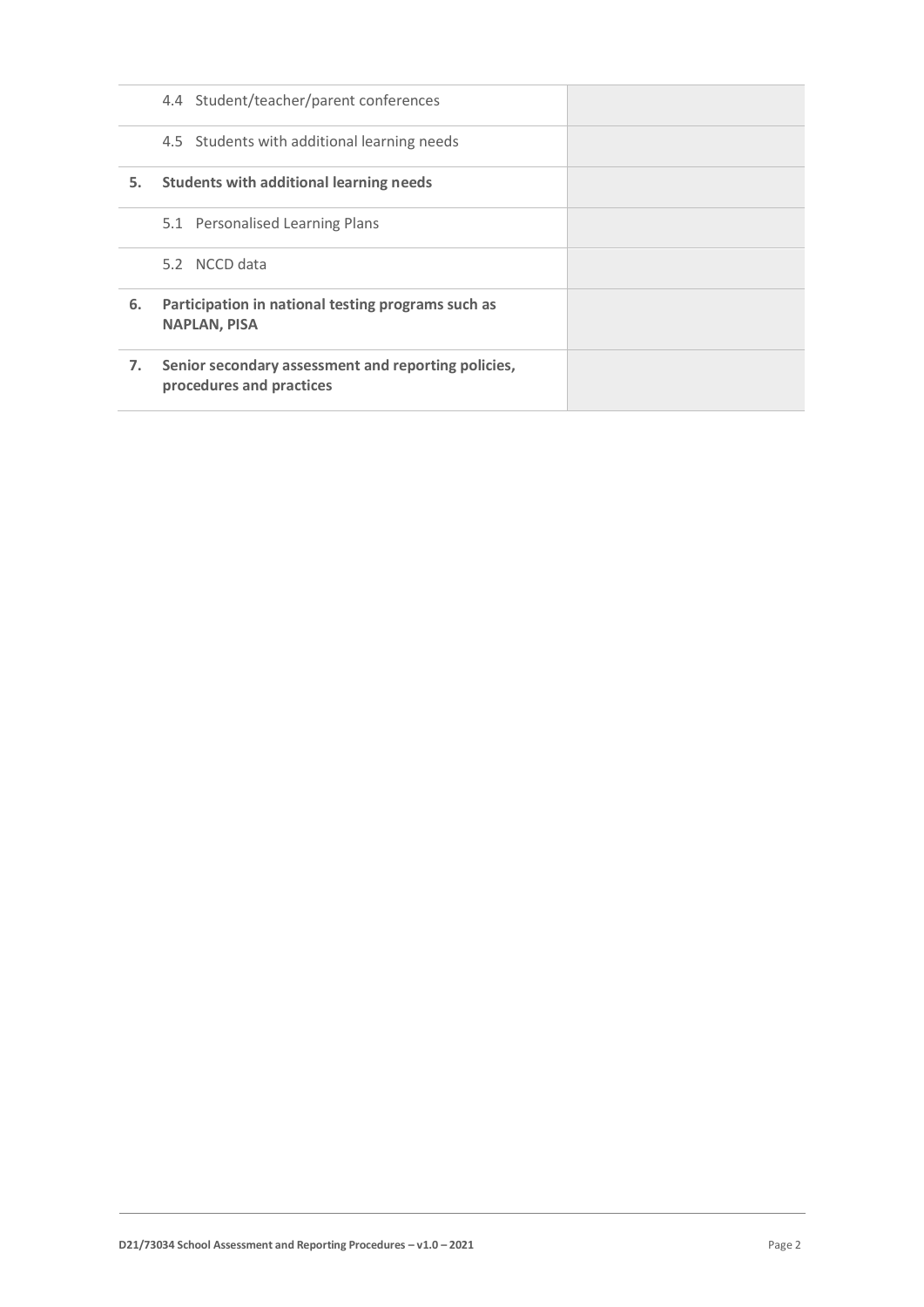| | | |
|---|---|---|
| | 4.4 Student/teacher/parent conferences | |
| | 4.5 Students with additional learning needs | |
| **5.** | **Students with additional learning needs** | |
| | 5.1 Personalised Learning Plans | |
| | 5.2 NCCD data | |
| **6.** | **Participation in national testing programs such as NAPLAN, PISA** | |
| **7.** | **Senior secondary assessment and reporting policies, procedures and practices** | |